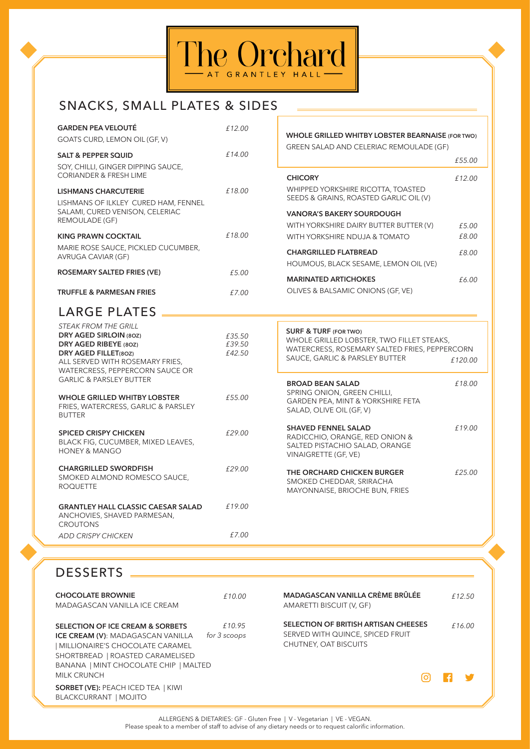# The Orchard

AT GRANTLEY HALL

## SNACKS, SMALL PLATES & SIDES

**GARDEN PEA VELOUTÉ** *£12.00*
GOATS CURD, LEMON OIL (GF, V)

**SALT & PEPPER SQUID** *£14.00*
SOY, CHILLI, GINGER DIPPING SAUCE, CORIANDER & FRESH LIME

**LISHMANS CHARCUTERIE** *£18.00*
LISHMANS OF ILKLEY CURED HAM, FENNEL SALAMI, CURED VENISON, CELERIAC REMOULADE (GF)

**KING PRAWN COCKTAIL** *£18.00*
MARIE ROSE SAUCE, PICKLED CUCUMBER, AVRUGA CAVIAR (GF)

**ROSEMARY SALTED FRIES (VE)** *£5.00*

**TRUFFLE & PARMESAN FRIES** *£7.00*

**WHOLE GRILLED WHITBY LOBSTER BEARNAISE (FOR TWO)**
GREEN SALAD AND CELERIAC REMOULADE (GF) *£55.00*

**CHICORY** *£12.00*
WHIPPED YORKSHIRE RICOTTA, TOASTED SEEDS & GRAINS, ROASTED GARLIC OIL (V)

**VANORA'S BAKERY SOURDOUGH**
WITH YORKSHIRE DAIRY BUTTER BUTTER (V) *£5.00*
WITH YORKSHIRE NDUJA & TOMATO *£8.00*

**CHARGRILLED FLATBREAD** *£8.00*
HOUMOUS, BLACK SESAME, LEMON OIL (VE)

**MARINATED ARTICHOKES** *£6.00*
OLIVES & BALSAMIC ONIONS (GF, VE)

## LARGE PLATES

*STEAK FROM THE GRILL*
**DRY AGED SIRLOIN (8OZ)** *£35.50*
**DRY AGED RIBEYE (8OZ)** *£39.50*
**DRY AGED FILLET(8OZ)** *£42.50*
ALL SERVED WITH ROSEMARY FRIES, WATERCRESS, PEPPERCORN SAUCE OR GARLIC & PARSLEY BUTTER

**WHOLE GRILLED WHITBY LOBSTER** *£55.00*
FRIES, WATERCRESS, GARLIC & PARSLEY BUTTER

**SPICED CRISPY CHICKEN** *£29.00*
BLACK FIG, CUCUMBER, MIXED LEAVES, HONEY & MANGO

**CHARGRILLED SWORDFISH** *£29.00*
SMOKED ALMOND ROMESCO SAUCE, ROQUETTE

**GRANTLEY HALL CLASSIC CAESAR SALAD** *£19.00*
ANCHOVIES, SHAVED PARMESAN, CROUTONS
*ADD CRISPY CHICKEN* *£7.00*

**SURF & TURF (FOR TWO)**
WHOLE GRILLED LOBSTER, TWO FILLET STEAKS, WATERCRESS, ROSEMARY SALTED FRIES, PEPPERCORN SAUCE, GARLIC & PARSLEY BUTTER *£120.00*

**BROAD BEAN SALAD** *£18.00*
SPRING ONION, GREEN CHILLI, GARDEN PEA, MINT & YORKSHIRE FETA SALAD, OLIVE OIL (GF, V)

**SHAVED FENNEL SALAD** *£19.00*
RADICCHIO, ORANGE, RED ONION & SALTED PISTACHIO SALAD, ORANGE VINAIGRETTE (GF, VE)

**THE ORCHARD CHICKEN BURGER** *£25.00*
SMOKED CHEDDAR, SRIRACHA MAYONNAISE, BRIOCHE BUN, FRIES

## DESSERTS

**CHOCOLATE BROWNIE** *£10.00*
MADAGASCAN VANILLA ICE CREAM

**SELECTION OF ICE CREAM & SORBETS** *£10.95 for 3 scoops*
**ICE CREAM (V)**: MADAGASCAN VANILLA | MILLIONAIRE'S CHOCOLATE CARAMEL SHORTBREAD | ROASTED CARAMELISED BANANA | MINT CHOCOLATE CHIP | MALTED MILK CRUNCH
**SORBET (VE):** PEACH ICED TEA | KIWI BLACKCURRANT | MOJITO

**MADAGASCAN VANILLA CRÈME BRÛLÉE** *£12.50*
AMARETTI BISCUIT (V, GF)

**SELECTION OF BRITISH ARTISAN CHEESES** *£16.00*
SERVED WITH QUINCE, SPICED FRUIT CHUTNEY, OAT BISCUITS

ALLERGENS & DIETARIES: GF - Gluten Free | V - Vegetarian | VE - VEGAN.
Please speak to a member of staff to advise of any dietary needs or to request calorific information.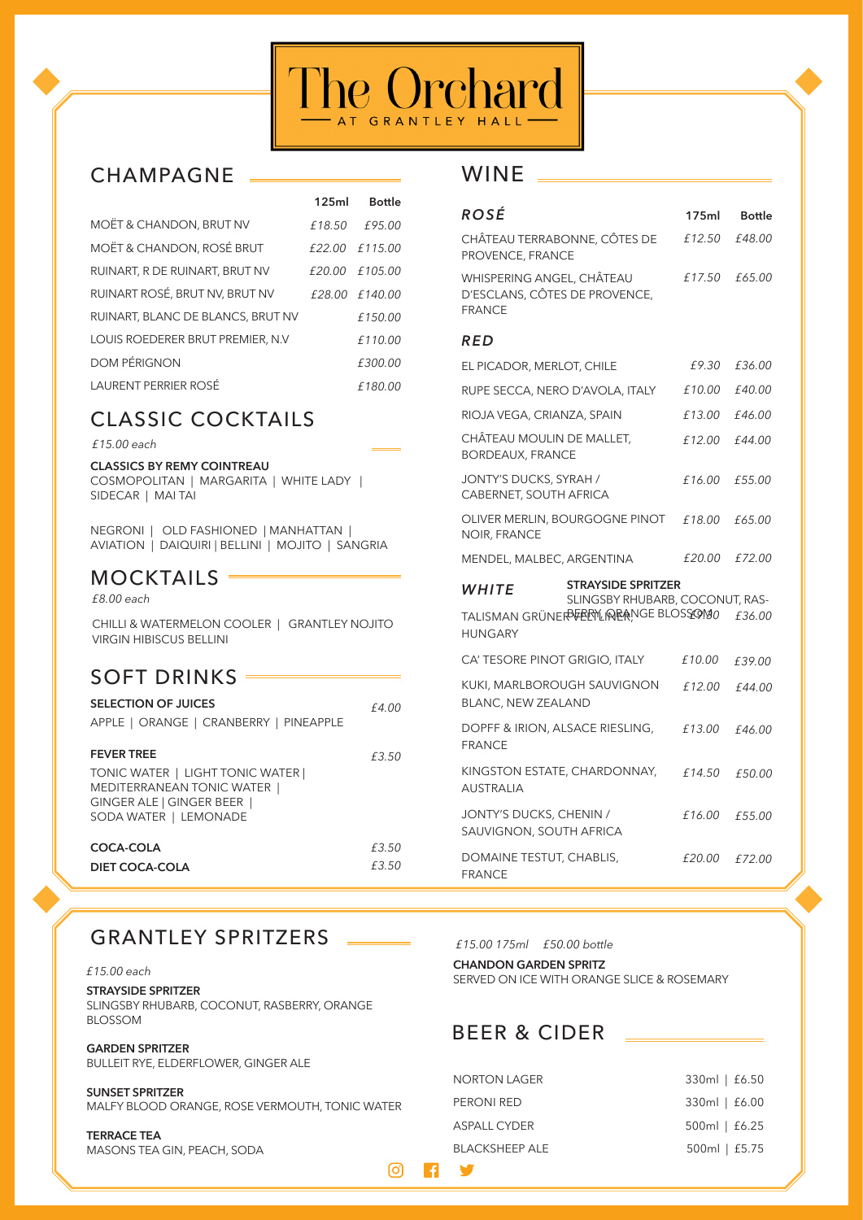# The Orchard

AT GRANTLEY HALL

## CHAMPAGNE

| | 125ml | Bottle |
|---|---|---|
| MOËT & CHANDON, BRUT NV | £18.50 | £95.00 |
| MOËT & CHANDON, ROSÉ BRUT | £22.00 | £115.00 |
| RUINART, R DE RUINART, BRUT NV | £20.00 | £105.00 |
| RUINART ROSÉ, BRUT NV, BRUT NV | £28.00 | £140.00 |
| RUINART, BLANC DE BLANCS, BRUT NV | | £150.00 |
| LOUIS ROEDERER BRUT PREMIER, N.V | | £110.00 |
| DOM PÉRIGNON | | £300.00 |
| LAURENT PERRIER ROSÉ | | £180.00 |

## CLASSIC COCKTAILS

*£15.00 each*

**CLASSICS BY REMY COINTREAU**
COSMOPOLITAN | MARGARITA | WHITE LADY | SIDECAR | MAI TAI

NEGRONI | OLD FASHIONED | MANHATTAN | AVIATION | DAIQUIRI | BELLINI | MOJITO | SANGRIA

## MOCKTAILS

*£8.00 each*

CHILLI & WATERMELON COOLER | GRANTLEY NOJITO
VIRGIN HIBISCUS BELLINI

## SOFT DRINKS

**SELECTION OF JUICES** — £4.00
APPLE | ORANGE | CRANBERRY | PINEAPPLE

**FEVER TREE** — £3.50
TONIC WATER | LIGHT TONIC WATER | MEDITERRANEAN TONIC WATER | GINGER ALE | GINGER BEER | SODA WATER | LEMONADE

**COCA-COLA** — £3.50
**DIET COCA-COLA** — £3.50

## WINE

### ROSÉ

| | 175ml | Bottle |
|---|---|---|
| CHÂTEAU TERRABONNE, CÔTES DE PROVENCE, FRANCE | £12.50 | £48.00 |
| WHISPERING ANGEL, CHÂTEAU D'ESCLANS, CÔTES DE PROVENCE, FRANCE | £17.50 | £65.00 |

### RED

| | 175ml | Bottle |
|---|---|---|
| EL PICADOR, MERLOT, CHILE | £9.30 | £36.00 |
| RUPE SECCA, NERO D'AVOLA, ITALY | £10.00 | £40.00 |
| RIOJA VEGA, CRIANZA, SPAIN | £13.00 | £46.00 |
| CHÂTEAU MOULIN DE MALLET, BORDEAUX, FRANCE | £12.00 | £44.00 |
| JONTY'S DUCKS, SYRAH / CABERNET, SOUTH AFRICA | £16.00 | £55.00 |
| OLIVER MERLIN, BOURGOGNE PINOT NOIR, FRANCE | £18.00 | £65.00 |
| MENDEL, MALBEC, ARGENTINA | £20.00 | £72.00 |

### WHITE

**STRAYSIDE SPRITZER**
SLINGSBY RHUBARB, COCONUT, RASBERRY, ORANGE BLOSSOM

| | 175ml | Bottle |
|---|---|---|
| TALISMAN GRÜNER VELTLINER, HUNGARY | £9.30 | £36.00 |
| CA' TESORE PINOT GRIGIO, ITALY | £10.00 | £39.00 |
| KUKI, MARLBOROUGH SAUVIGNON BLANC, NEW ZEALAND | £12.00 | £44.00 |
| DOPFF & IRION, ALSACE RIESLING, FRANCE | £13.00 | £46.00 |
| KINGSTON ESTATE, CHARDONNAY, AUSTRALIA | £14.50 | £50.00 |
| JONTY'S DUCKS, CHENIN / SAUVIGNON, SOUTH AFRICA | £16.00 | £55.00 |
| DOMAINE TESTUT, CHABLIS, FRANCE | £20.00 | £72.00 |

## GRANTLEY SPRITZERS

*£15.00 each*

**STRAYSIDE SPRITZER**
SLINGSBY RHUBARB, COCONUT, RASBERRY, ORANGE BLOSSOM

**GARDEN SPRITZER**
BULLEIT RYE, ELDERFLOWER, GINGER ALE

**SUNSET SPRITZER**
MALFY BLOOD ORANGE, ROSE VERMOUTH, TONIC WATER

**TERRACE TEA**
MASONS TEA GIN, PEACH, SODA

*£15.00 175ml £50.00 bottle*

**CHANDON GARDEN SPRITZ**
SERVED ON ICE WITH ORANGE SLICE & ROSEMARY

## BEER & CIDER

| | |
|---|---|
| NORTON LAGER | 330ml \| £6.50 |
| PERONI RED | 330ml \| £6.00 |
| ASPALL CYDER | 500ml \| £6.25 |
| BLACKSHEEP ALE | 500ml \| £5.75 |